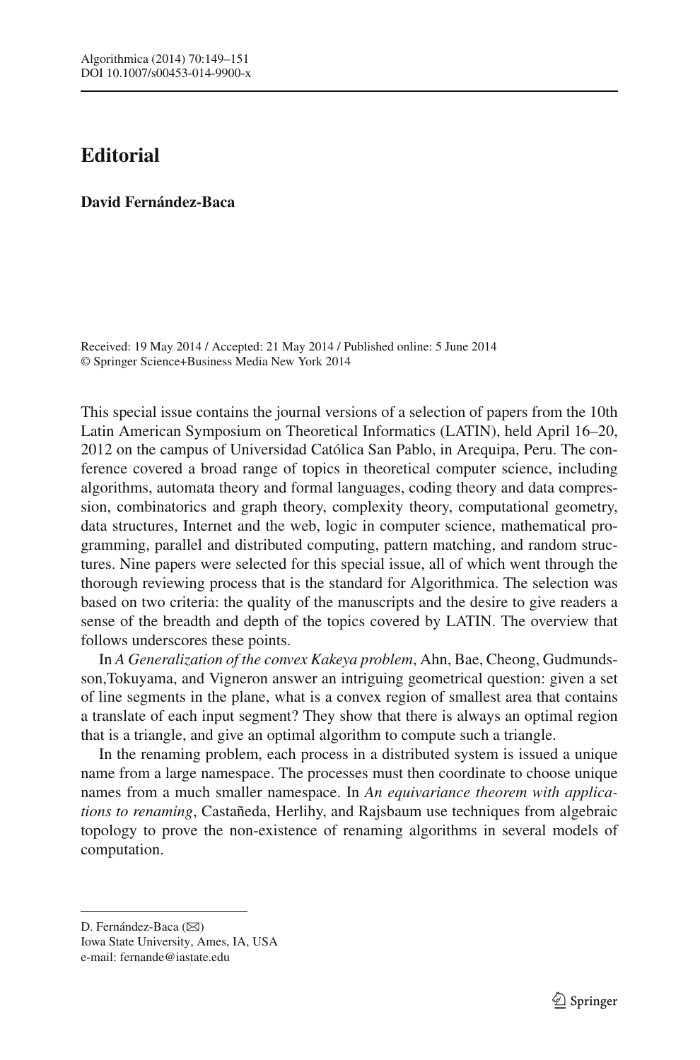# Editorial

**David Fernández-Baca**

Received: 19 May 2014 / Accepted: 21 May 2014 / Published online: 5 June 2014
© Springer Science+Business Media New York 2014

This special issue contains the journal versions of a selection of papers from the 10th Latin American Symposium on Theoretical Informatics (LATIN), held April 16–20, 2012 on the campus of Universidad Católica San Pablo, in Arequipa, Peru. The conference covered a broad range of topics in theoretical computer science, including algorithms, automata theory and formal languages, coding theory and data compression, combinatorics and graph theory, complexity theory, computational geometry, data structures, Internet and the web, logic in computer science, mathematical programming, parallel and distributed computing, pattern matching, and random structures. Nine papers were selected for this special issue, all of which went through the thorough reviewing process that is the standard for Algorithmica. The selection was based on two criteria: the quality of the manuscripts and the desire to give readers a sense of the breadth and depth of the topics covered by LATIN. The overview that follows underscores these points.

In *A Generalization of the convex Kakeya problem*, Ahn, Bae, Cheong, Gudmundsson, Tokuyama, and Vigneron answer an intriguing geometrical question: given a set of line segments in the plane, what is a convex region of smallest area that contains a translate of each input segment? They show that there is always an optimal region that is a triangle, and give an optimal algorithm to compute such a triangle.

In the renaming problem, each process in a distributed system is issued a unique name from a large namespace. The processes must then coordinate to choose unique names from a much smaller namespace. In *An equivariance theorem with applications to renaming*, Castañeda, Herlihy, and Rajsbaum use techniques from algebraic topology to prove the non-existence of renaming algorithms in several models of computation.

---

D. Fernández-Baca (✉)
Iowa State University, Ames, IA, USA
e-mail: fernande@iastate.edu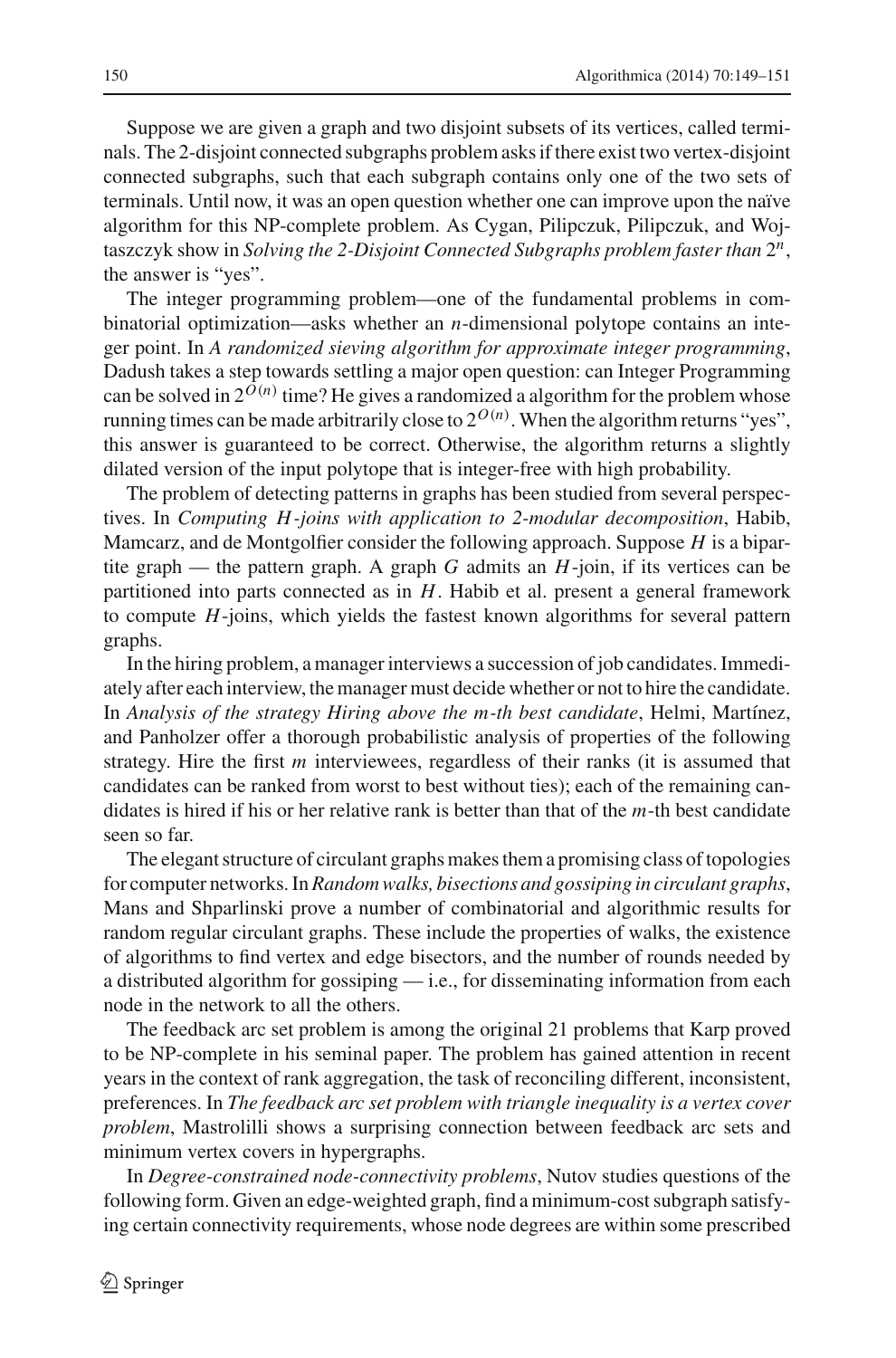Suppose we are given a graph and two disjoint subsets of its vertices, called terminals. The 2-disjoint connected subgraphs problem asks if there exist two vertex-disjoint connected subgraphs, such that each subgraph contains only one of the two sets of terminals. Until now, it was an open question whether one can improve upon the naïve algorithm for this NP-complete problem. As Cygan, Pilipczuk, Pilipczuk, and Wojtaszczyk show in *Solving the 2-Disjoint Connected Subgraphs problem faster than* $2^n$, the answer is "yes".

The integer programming problem—one of the fundamental problems in combinatorial optimization—asks whether an $n$-dimensional polytope contains an integer point. In *A randomized sieving algorithm for approximate integer programming*, Dadush takes a step towards settling a major open question: can Integer Programming can be solved in $2^{O(n)}$ time? He gives a randomized a algorithm for the problem whose running times can be made arbitrarily close to $2^{O(n)}$. When the algorithm returns "yes", this answer is guaranteed to be correct. Otherwise, the algorithm returns a slightly dilated version of the input polytope that is integer-free with high probability.

The problem of detecting patterns in graphs has been studied from several perspectives. In *Computing $H$-joins with application to 2-modular decomposition*, Habib, Mamcarz, and de Montgolfier consider the following approach. Suppose $H$ is a bipartite graph — the pattern graph. A graph $G$ admits an $H$-join, if its vertices can be partitioned into parts connected as in $H$. Habib et al. present a general framework to compute $H$-joins, which yields the fastest known algorithms for several pattern graphs.

In the hiring problem, a manager interviews a succession of job candidates. Immediately after each interview, the manager must decide whether or not to hire the candidate. In *Analysis of the strategy Hiring above the m-th best candidate*, Helmi, Martínez, and Panholzer offer a thorough probabilistic analysis of properties of the following strategy. Hire the first $m$ interviewees, regardless of their ranks (it is assumed that candidates can be ranked from worst to best without ties); each of the remaining candidates is hired if his or her relative rank is better than that of the $m$-th best candidate seen so far.

The elegant structure of circulant graphs makes them a promising class of topologies for computer networks. In *Random walks, bisections and gossiping in circulant graphs*, Mans and Shparlinski prove a number of combinatorial and algorithmic results for random regular circulant graphs. These include the properties of walks, the existence of algorithms to find vertex and edge bisectors, and the number of rounds needed by a distributed algorithm for gossiping — i.e., for disseminating information from each node in the network to all the others.

The feedback arc set problem is among the original 21 problems that Karp proved to be NP-complete in his seminal paper. The problem has gained attention in recent years in the context of rank aggregation, the task of reconciling different, inconsistent, preferences. In *The feedback arc set problem with triangle inequality is a vertex cover problem*, Mastrolilli shows a surprising connection between feedback arc sets and minimum vertex covers in hypergraphs.

In *Degree-constrained node-connectivity problems*, Nutov studies questions of the following form. Given an edge-weighted graph, find a minimum-cost subgraph satisfying certain connectivity requirements, whose node degrees are within some prescribed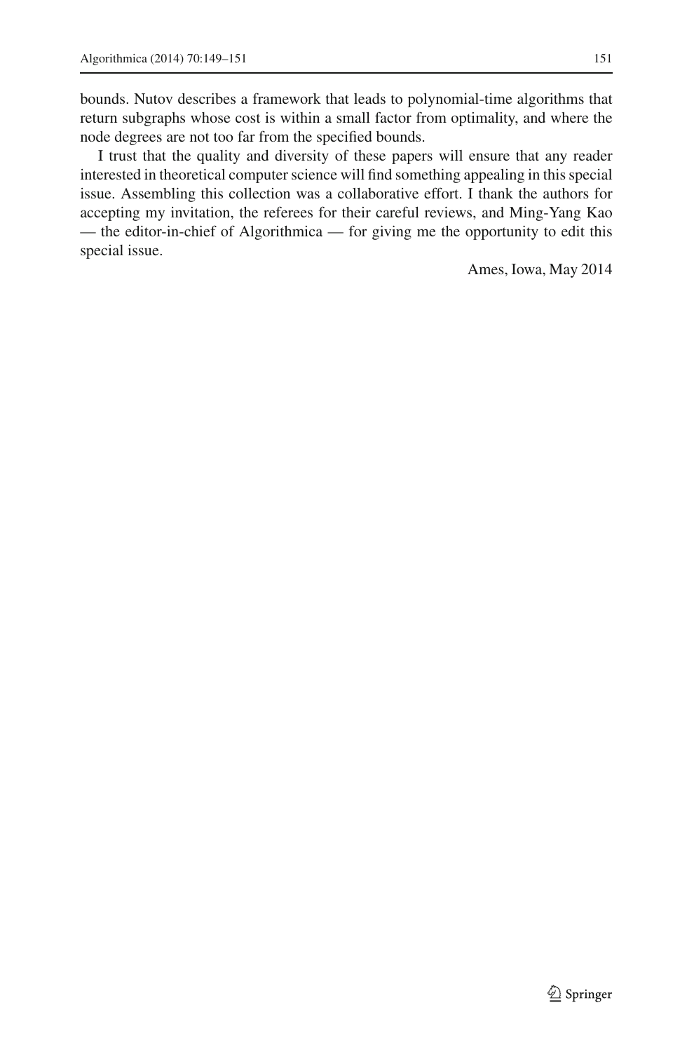bounds. Nutov describes a framework that leads to polynomial-time algorithms that return subgraphs whose cost is within a small factor from optimality, and where the node degrees are not too far from the specified bounds.

I trust that the quality and diversity of these papers will ensure that any reader interested in theoretical computer science will find something appealing in this special issue. Assembling this collection was a collaborative effort. I thank the authors for accepting my invitation, the referees for their careful reviews, and Ming-Yang Kao — the editor-in-chief of Algorithmica — for giving me the opportunity to edit this special issue.

Ames, Iowa, May 2014